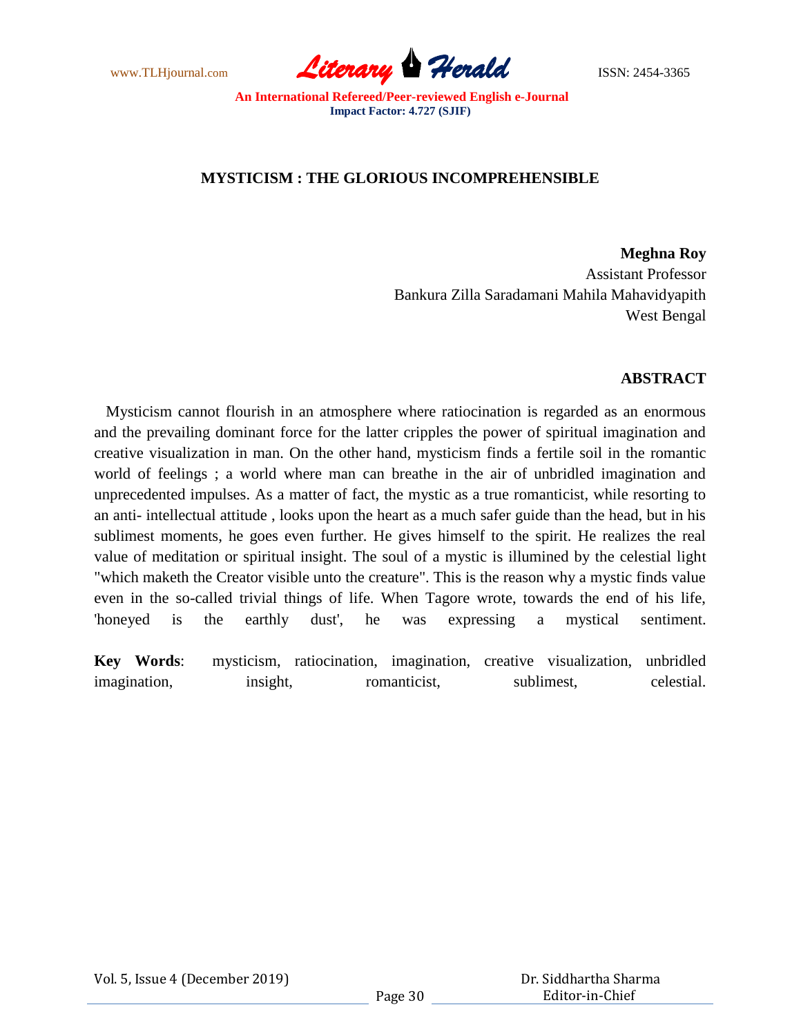# MYSTICISM : THE GLORIOUS INCOMPREHENSIBLE

**Meghna Roy**
Assistant Professor
Bankura Zilla Saradamani Mahila Mahavidyapith
West Bengal

## ABSTRACT

Mysticism cannot flourish in an atmosphere where ratiocination is regarded as an enormous and the prevailing dominant force for the latter cripples the power of spiritual imagination and creative visualization in man. On the other hand, mysticism finds a fertile soil in the romantic world of feelings ; a world where man can breathe in the air of unbridled imagination and unprecedented impulses. As a matter of fact, the mystic as a true romanticist, while resorting to an anti- intellectual attitude , looks upon the heart as a much safer guide than the head, but in his sublimest moments, he goes even further. He gives himself to the spirit. He realizes the real value of meditation or spiritual insight. The soul of a mystic is illumined by the celestial light "which maketh the Creator visible unto the creature". This is the reason why a mystic finds value even in the so-called trivial things of life. When Tagore wrote, towards the end of his life, 'honeyed is the earthly dust', he was expressing a mystical sentiment.

**Key Words**: mysticism, ratiocination, imagination, creative visualization, unbridled imagination, insight, romanticist, sublimest, celestial.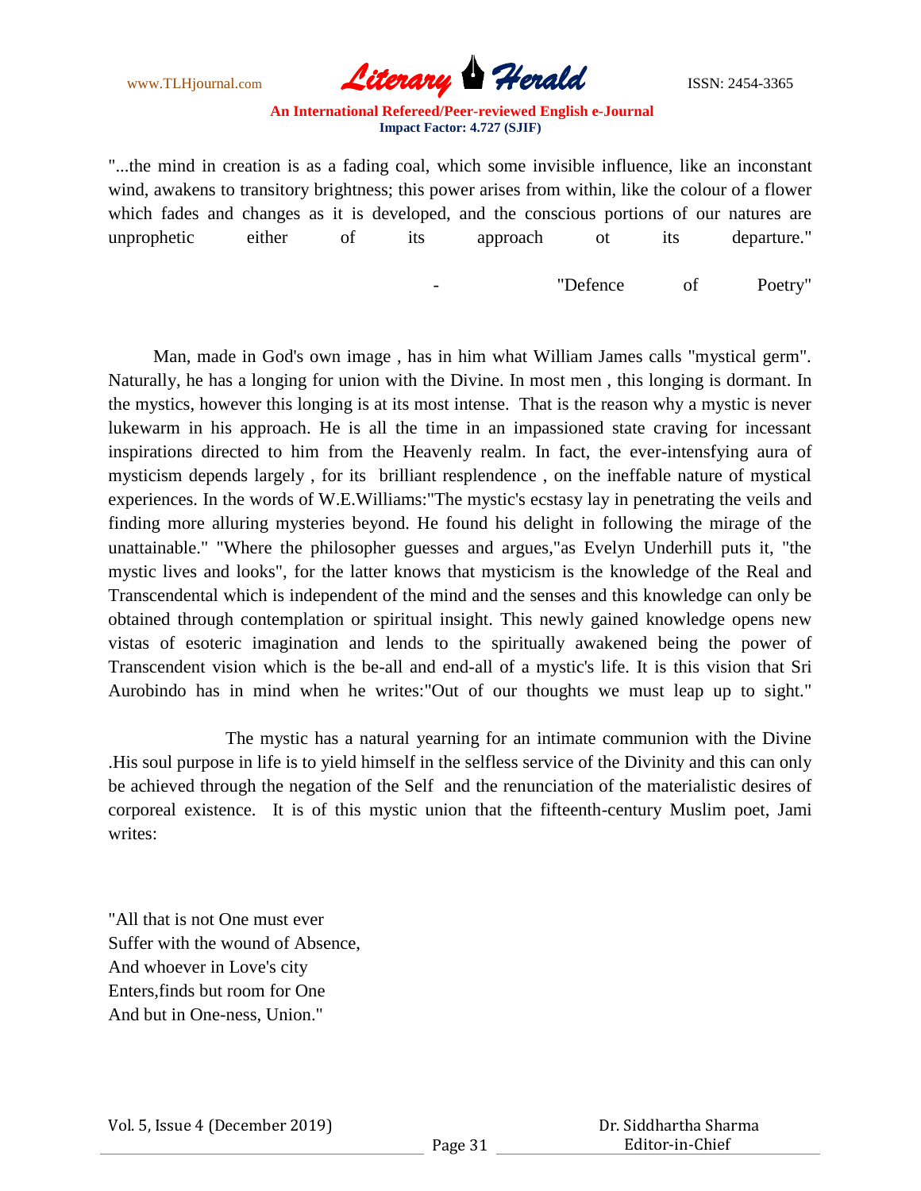"...the mind in creation is as a fading coal, which some invisible influence, like an inconstant wind, awakens to transitory brightness; this power arises from within, like the colour of a flower which fades and changes as it is developed, and the conscious portions of our natures are unprophetic either of its approach ot its departure."

- "Defence of Poetry"

Man, made in God's own image , has in him what William James calls "mystical germ". Naturally, he has a longing for union with the Divine. In most men , this longing is dormant. In the mystics, however this longing is at its most intense. That is the reason why a mystic is never lukewarm in his approach. He is all the time in an impassioned state craving for incessant inspirations directed to him from the Heavenly realm. In fact, the ever-intensfying aura of mysticism depends largely , for its brilliant resplendence , on the ineffable nature of mystical experiences. In the words of W.E.Williams:"The mystic's ecstasy lay in penetrating the veils and finding more alluring mysteries beyond. He found his delight in following the mirage of the unattainable." "Where the philosopher guesses and argues,"as Evelyn Underhill puts it, "the mystic lives and looks", for the latter knows that mysticism is the knowledge of the Real and Transcendental which is independent of the mind and the senses and this knowledge can only be obtained through contemplation or spiritual insight. This newly gained knowledge opens new vistas of esoteric imagination and lends to the spiritually awakened being the power of Transcendent vision which is the be-all and end-all of a mystic's life. It is this vision that Sri Aurobindo has in mind when he writes:"Out of our thoughts we must leap up to sight."

The mystic has a natural yearning for an intimate communion with the Divine .His soul purpose in life is to yield himself in the selfless service of the Divinity and this can only be achieved through the negation of the Self and the renunciation of the materialistic desires of corporeal existence. It is of this mystic union that the fifteenth-century Muslim poet, Jami writes:

"All that is not One must ever  
Suffer with the wound of Absence,  
And whoever in Love's city  
Enters,finds but room for One  
And but in One-ness, Union."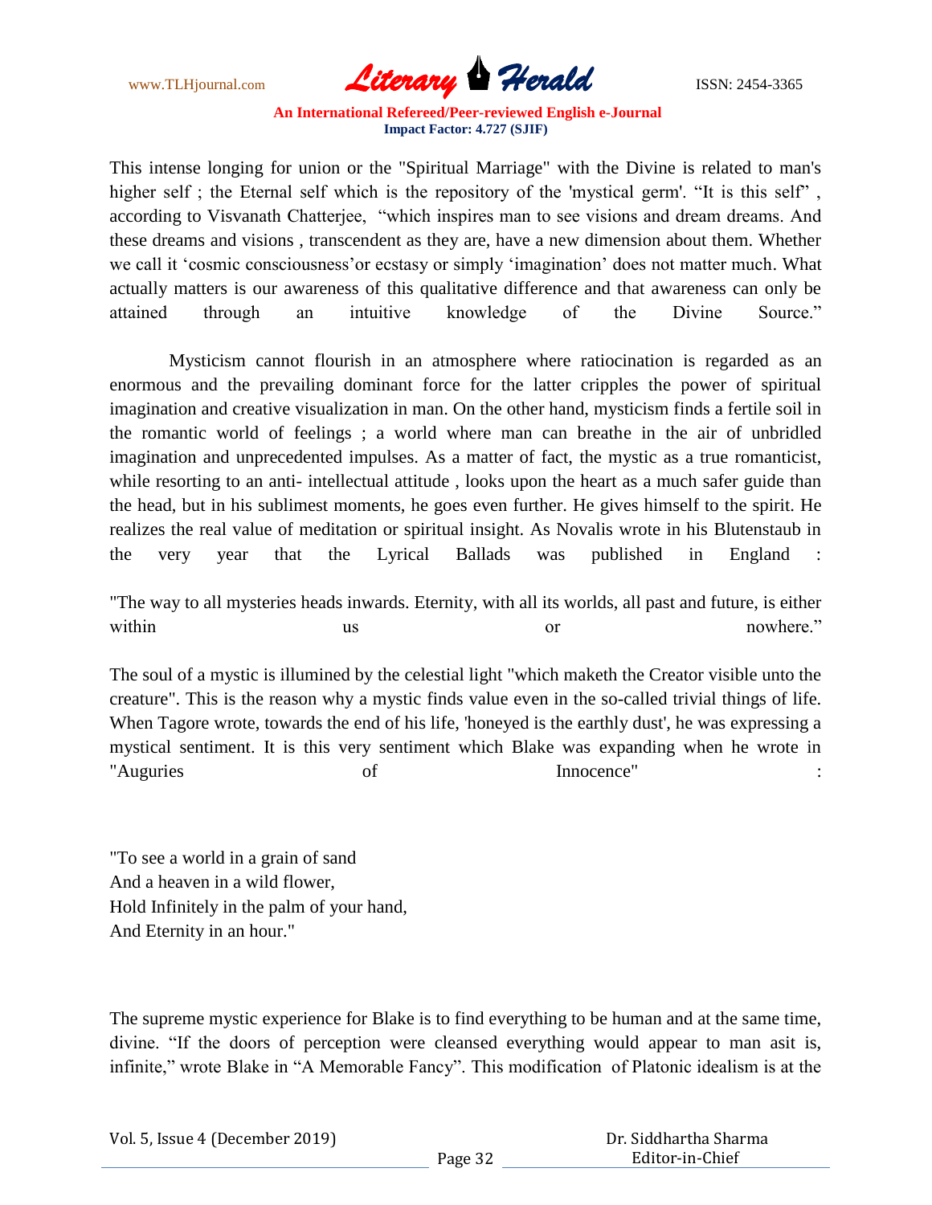This intense longing for union or the "Spiritual Marriage" with the Divine is related to man's higher self ; the Eternal self which is the repository of the 'mystical germ'. “It is this self” , according to Visvanath Chatterjee, “which inspires man to see visions and dream dreams. And these dreams and visions , transcendent as they are, have a new dimension about them. Whether we call it ‘cosmic consciousness’or ecstasy or simply ‘imagination’ does not matter much. What actually matters is our awareness of this qualitative difference and that awareness can only be attained through an intuitive knowledge of the Divine Source.”

Mysticism cannot flourish in an atmosphere where ratiocination is regarded as an enormous and the prevailing dominant force for the latter cripples the power of spiritual imagination and creative visualization in man. On the other hand, mysticism finds a fertile soil in the romantic world of feelings ; a world where man can breathe in the air of unbridled imagination and unprecedented impulses. As a matter of fact, the mystic as a true romanticist, while resorting to an anti- intellectual attitude , looks upon the heart as a much safer guide than the head, but in his sublimest moments, he goes even further. He gives himself to the spirit. He realizes the real value of meditation or spiritual insight. As Novalis wrote in his Blutenstaub in the very year that the Lyrical Ballads was published in England :

"The way to all mysteries heads inwards. Eternity, with all its worlds, all past and future, is either within us or nowhere.”

The soul of a mystic is illumined by the celestial light "which maketh the Creator visible unto the creature". This is the reason why a mystic finds value even in the so-called trivial things of life. When Tagore wrote, towards the end of his life, 'honeyed is the earthly dust', he was expressing a mystical sentiment. It is this very sentiment which Blake was expanding when he wrote in "Auguries of Innocence" :

"To see a world in a grain of sand  
And a heaven in a wild flower,  
Hold Infinitely in the palm of your hand,  
And Eternity in an hour."

The supreme mystic experience for Blake is to find everything to be human and at the same time, divine. “If the doors of perception were cleansed everything would appear to man asit is, infinite,” wrote Blake in “A Memorable Fancy”. This modification of Platonic idealism is at the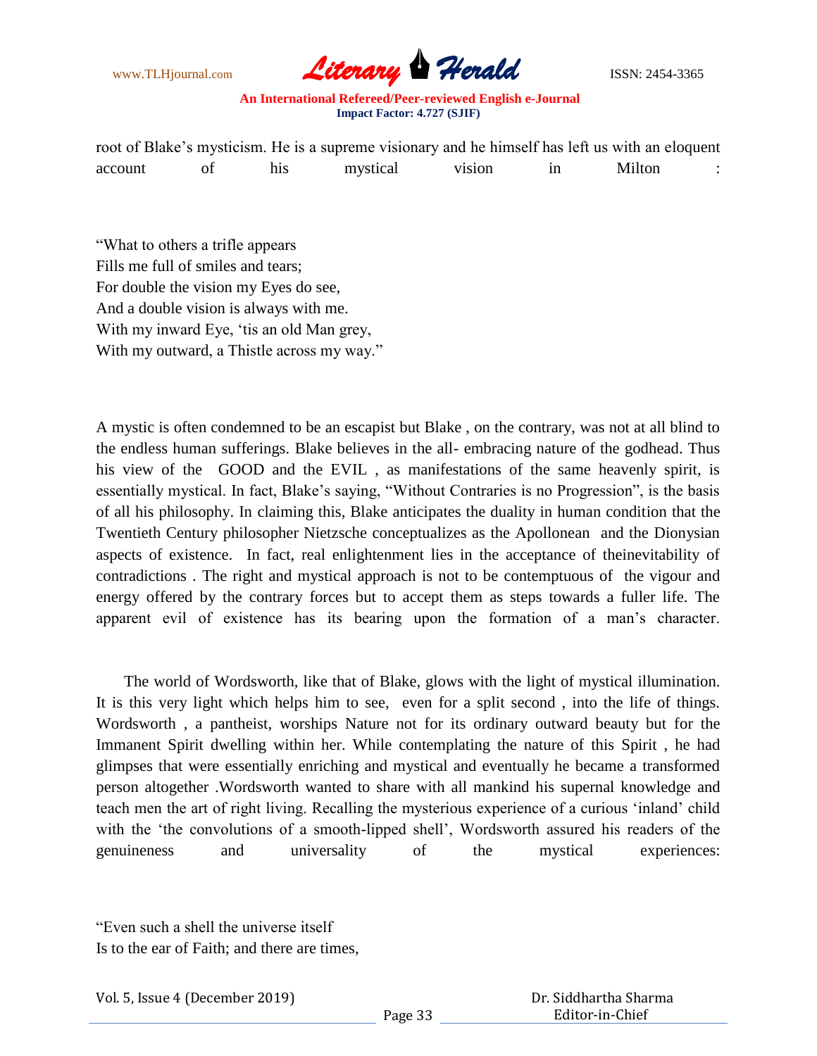root of Blake's mysticism. He is a supreme visionary and he himself has left us with an eloquent account of his mystical vision in Milton :

"What to others a trifle appears
Fills me full of smiles and tears;
For double the vision my Eyes do see,
And a double vision is always with me.
With my inward Eye, 'tis an old Man grey,
With my outward, a Thistle across my way."

A mystic is often condemned to be an escapist but Blake , on the contrary, was not at all blind to the endless human sufferings. Blake believes in the all- embracing nature of the godhead. Thus his view of the GOOD and the EVIL , as manifestations of the same heavenly spirit, is essentially mystical. In fact, Blake's saying, "Without Contraries is no Progression", is the basis of all his philosophy. In claiming this, Blake anticipates the duality in human condition that the Twentieth Century philosopher Nietzsche conceptualizes as the Apollonean and the Dionysian aspects of existence. In fact, real enlightenment lies in the acceptance of theinevitability of contradictions . The right and mystical approach is not to be contemptuous of the vigour and energy offered by the contrary forces but to accept them as steps towards a fuller life. The apparent evil of existence has its bearing upon the formation of a man's character.

The world of Wordsworth, like that of Blake, glows with the light of mystical illumination. It is this very light which helps him to see, even for a split second , into the life of things. Wordsworth , a pantheist, worships Nature not for its ordinary outward beauty but for the Immanent Spirit dwelling within her. While contemplating the nature of this Spirit , he had glimpses that were essentially enriching and mystical and eventually he became a transformed person altogether .Wordsworth wanted to share with all mankind his supernal knowledge and teach men the art of right living. Recalling the mysterious experience of a curious 'inland' child with the 'the convolutions of a smooth-lipped shell', Wordsworth assured his readers of the genuineness and universality of the mystical experiences:

"Even such a shell the universe itself
Is to the ear of Faith; and there are times,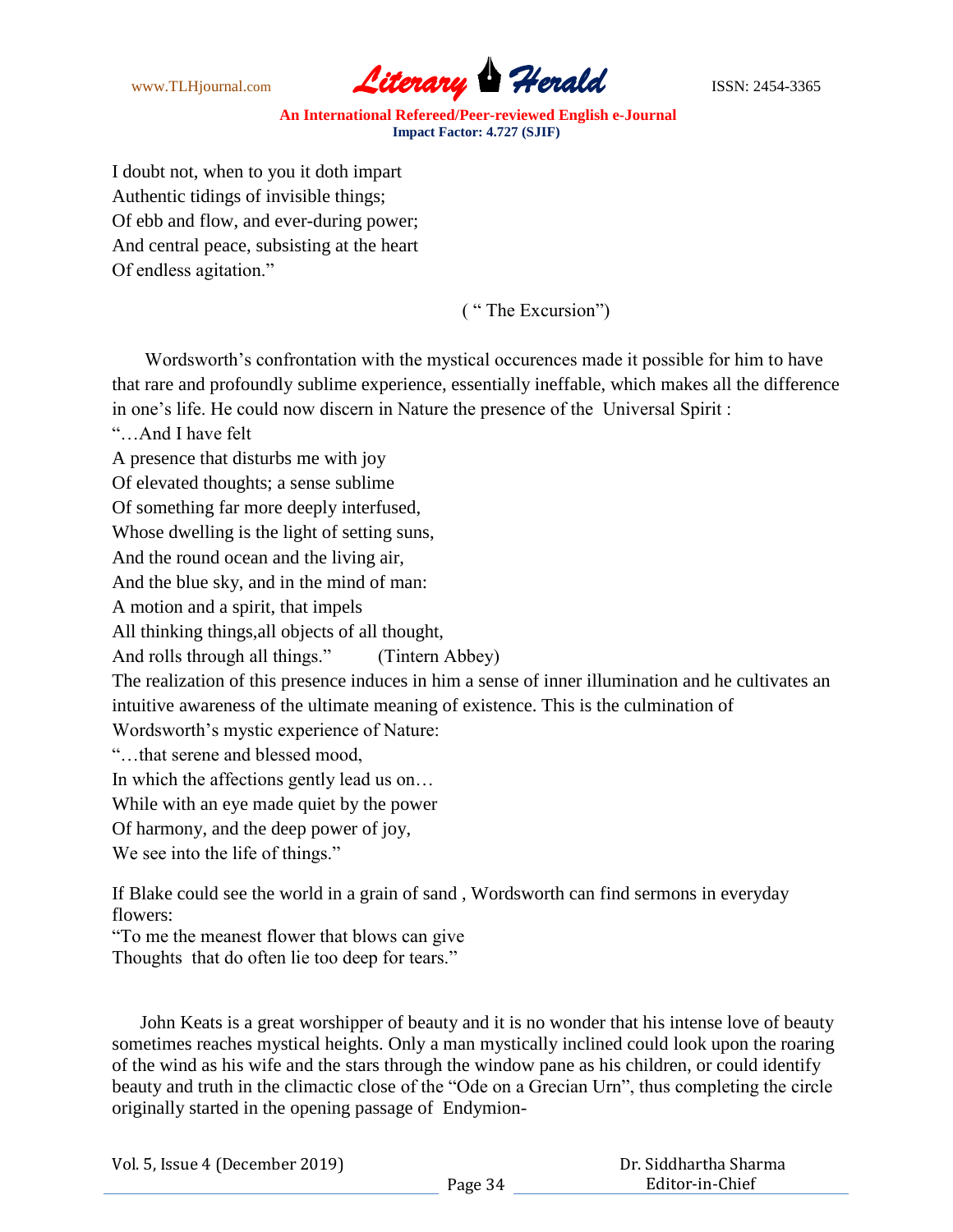I doubt not, when to you it doth impart
Authentic tidings of invisible things;
Of ebb and flow, and ever-during power;
And central peace, subsisting at the heart
Of endless agitation."

( " The Excursion")

Wordsworth's confrontation with the mystical occurences made it possible for him to have that rare and profoundly sublime experience, essentially ineffable, which makes all the difference in one's life. He could now discern in Nature the presence of the Universal Spirit :

"…And I have felt
A presence that disturbs me with joy
Of elevated thoughts; a sense sublime
Of something far more deeply interfused,
Whose dwelling is the light of setting suns,
And the round ocean and the living air,
And the blue sky, and in the mind of man:
A motion and a spirit, that impels
All thinking things,all objects of all thought,
And rolls through all things." (Tintern Abbey)

The realization of this presence induces in him a sense of inner illumination and he cultivates an intuitive awareness of the ultimate meaning of existence. This is the culmination of Wordsworth's mystic experience of Nature:

"…that serene and blessed mood,
In which the affections gently lead us on…
While with an eye made quiet by the power
Of harmony, and the deep power of joy,
We see into the life of things."

If Blake could see the world in a grain of sand , Wordsworth can find sermons in everyday flowers:

"To me the meanest flower that blows can give
Thoughts that do often lie too deep for tears."

John Keats is a great worshipper of beauty and it is no wonder that his intense love of beauty sometimes reaches mystical heights. Only a man mystically inclined could look upon the roaring of the wind as his wife and the stars through the window pane as his children, or could identify beauty and truth in the climactic close of the "Ode on a Grecian Urn", thus completing the circle originally started in the opening passage of Endymion-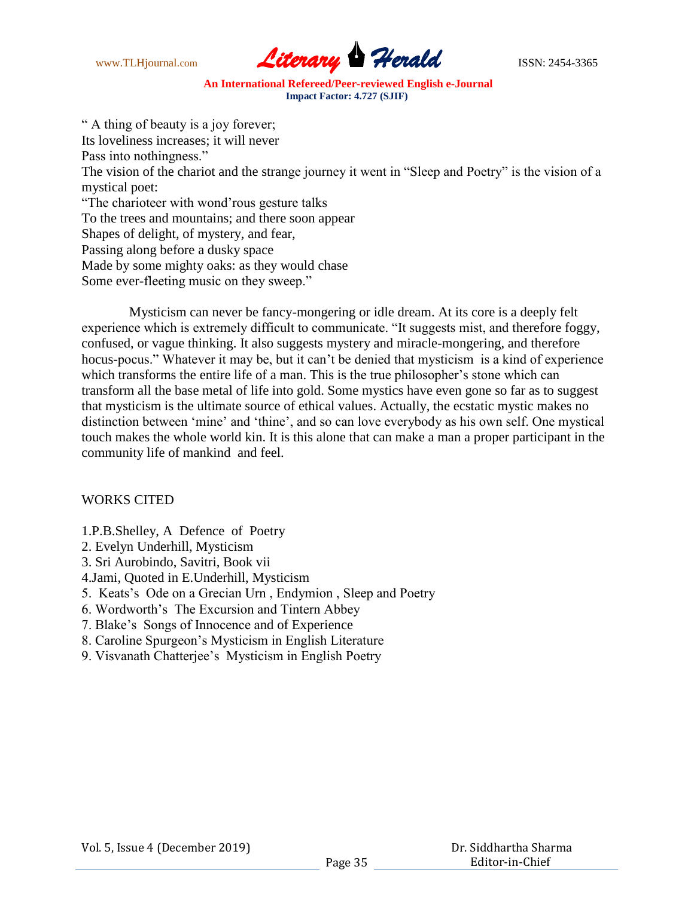" A thing of beauty is a joy forever;
Its loveliness increases; it will never
Pass into nothingness."

The vision of the chariot and the strange journey it went in "Sleep and Poetry" is the vision of a mystical poet:

"The charioteer with wond'rous gesture talks
To the trees and mountains; and there soon appear
Shapes of delight, of mystery, and fear,
Passing along before a dusky space
Made by some mighty oaks: as they would chase
Some ever-fleeting music on they sweep."

Mysticism can never be fancy-mongering or idle dream. At its core is a deeply felt experience which is extremely difficult to communicate. "It suggests mist, and therefore foggy, confused, or vague thinking. It also suggests mystery and miracle-mongering, and therefore hocus-pocus." Whatever it may be, but it can't be denied that mysticism is a kind of experience which transforms the entire life of a man. This is the true philosopher's stone which can transform all the base metal of life into gold. Some mystics have even gone so far as to suggest that mysticism is the ultimate source of ethical values. Actually, the ecstatic mystic makes no distinction between 'mine' and 'thine', and so can love everybody as his own self. One mystical touch makes the whole world kin. It is this alone that can make a man a proper participant in the community life of mankind and feel.

WORKS CITED

1. P.B.Shelley, A Defence of Poetry
2. Evelyn Underhill, Mysticism
3. Sri Aurobindo, Savitri, Book vii
4. Jami, Quoted in E.Underhill, Mysticism
5. Keats's Ode on a Grecian Urn , Endymion , Sleep and Poetry
6. Wordworth's The Excursion and Tintern Abbey
7. Blake's Songs of Innocence and of Experience
8. Caroline Spurgeon's Mysticism in English Literature
9. Visvanath Chatterjee's Mysticism in English Poetry